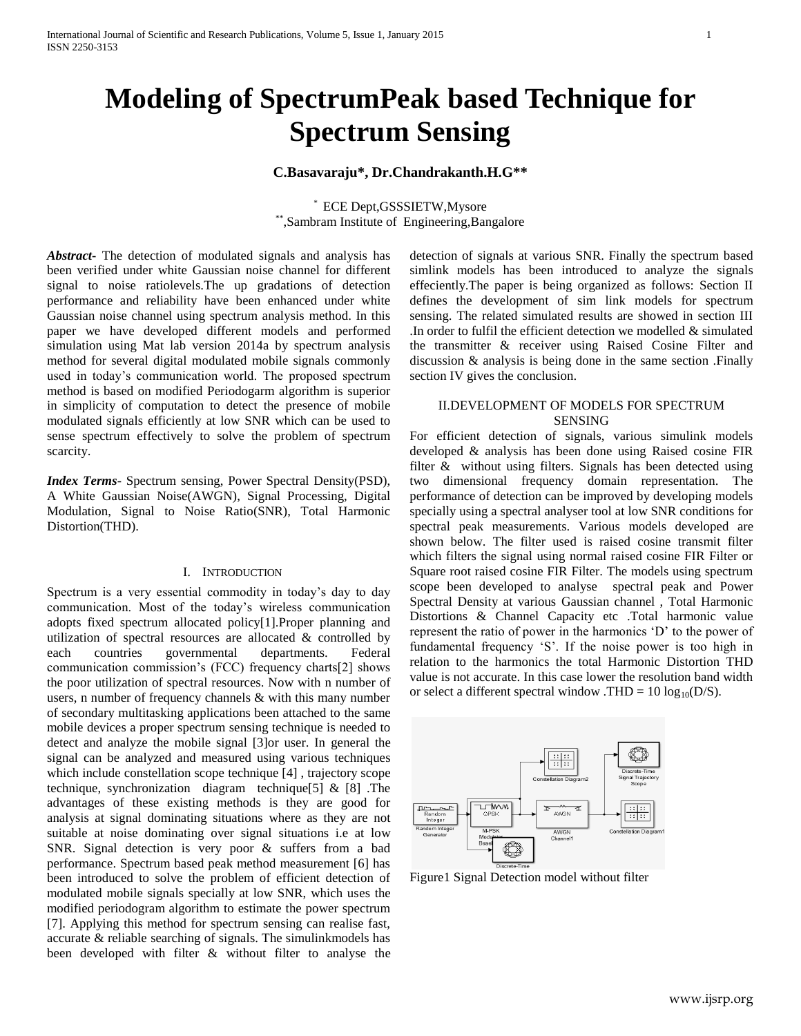# Modeling of SpectrumPeak based Technique for Spectrum Sensing

**C.Basavaraju\*, Dr.Chandrakanth.H.G\*\***

\* ECE Dept,GSSSIETW,Mysore
\*\*,Sambram Institute of Engineering,Bangalore

***Abstract***- The detection of modulated signals and analysis has been verified under white Gaussian noise channel for different signal to noise ratiolevels.The up gradations of detection performance and reliability have been enhanced under white Gaussian noise channel using spectrum analysis method. In this paper we have developed different models and performed simulation using Mat lab version 2014a by spectrum analysis method for several digital modulated mobile signals commonly used in today's communication world. The proposed spectrum method is based on modified Periodogarm algorithm is superior in simplicity of computation to detect the presence of mobile modulated signals efficiently at low SNR which can be used to sense spectrum effectively to solve the problem of spectrum scarcity.

***Index Terms***- Spectrum sensing, Power Spectral Density(PSD), A White Gaussian Noise(AWGN), Signal Processing, Digital Modulation, Signal to Noise Ratio(SNR), Total Harmonic Distortion(THD).

## I. Introduction

Spectrum is a very essential commodity in today's day to day communication. Most of the today's wireless communication adopts fixed spectrum allocated policy[1].Proper planning and utilization of spectral resources are allocated & controlled by each countries governmental departments. Federal communication commission's (FCC) frequency charts[2] shows the poor utilization of spectral resources. Now with n number of users, n number of frequency channels & with this many number of secondary multitasking applications been attached to the same mobile devices a proper spectrum sensing technique is needed to detect and analyze the mobile signal [3]or user. In general the signal can be analyzed and measured using various techniques which include constellation scope technique [4] , trajectory scope technique, synchronization diagram technique[5] & [8] .The advantages of these existing methods is they are good for analysis at signal dominating situations where as they are not suitable at noise dominating over signal situations i.e at low SNR. Signal detection is very poor & suffers from a bad performance. Spectrum based peak method measurement [6] has been introduced to solve the problem of efficient detection of modulated mobile signals specially at low SNR, which uses the modified periodogram algorithm to estimate the power spectrum [7]. Applying this method for spectrum sensing can realise fast, accurate & reliable searching of signals. The simulinkmodels has been developed with filter & without filter to analyse the detection of signals at various SNR. Finally the spectrum based simlink models has been introduced to analyze the signals effeciently.The paper is being organized as follows: Section II defines the development of sim link models for spectrum sensing. The related simulated results are showed in section III .In order to fulfil the efficient detection we modelled & simulated the transmitter & receiver using Raised Cosine Filter and discussion & analysis is being done in the same section .Finally section IV gives the conclusion.

## II.DEVELOPMENT OF MODELS FOR SPECTRUM SENSING

For efficient detection of signals, various simulink models developed & analysis has been done using Raised cosine FIR filter & without using filters. Signals has been detected using two dimensional frequency domain representation. The performance of detection can be improved by developing models specially using a spectral analyser tool at low SNR conditions for spectral peak measurements. Various models developed are shown below. The filter used is raised cosine transmit filter which filters the signal using normal raised cosine FIR Filter or Square root raised cosine FIR Filter. The models using spectrum scope been developed to analyse spectral peak and Power Spectral Density at various Gaussian channel , Total Harmonic Distortions & Channel Capacity etc .Total harmonic value represent the ratio of power in the harmonics 'D' to the power of fundamental frequency 'S'. If the noise power is too high in relation to the harmonics the total Harmonic Distortion THD value is not accurate. In this case lower the resolution band width or select a different spectral window .THD = $10 \log_{10}(D/S)$.

Figure1 Signal Detection model without filter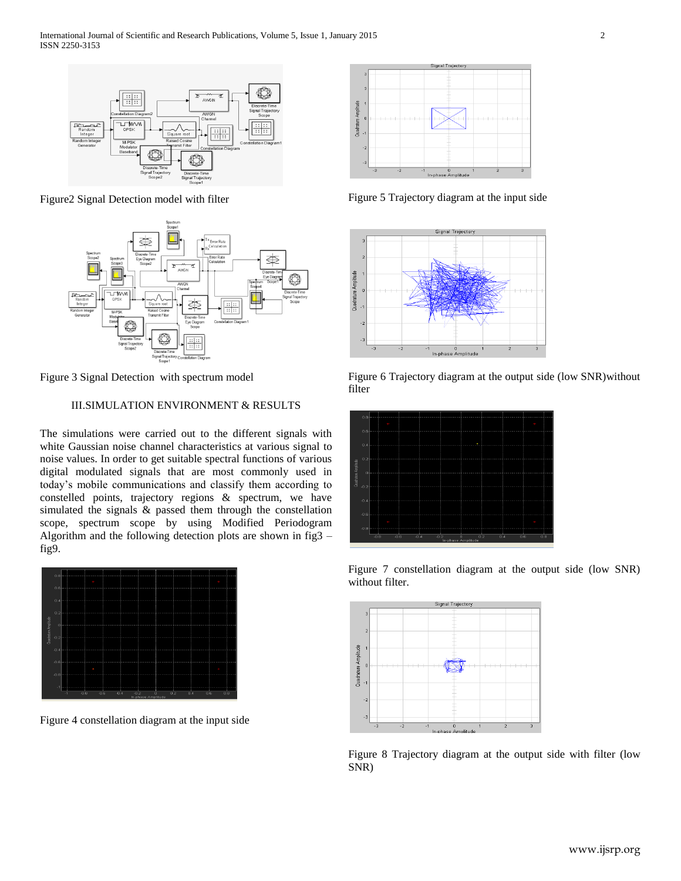Figure2 Signal Detection model with filter

Figure 3 Signal Detection with spectrum model

## III.SIMULATION ENVIRONMENT & RESULTS

The simulations were carried out to the different signals with white Gaussian noise channel characteristics at various signal to noise values. In order to get suitable spectral functions of various digital modulated signals that are most commonly used in today's mobile communications and classify them according to constelled points, trajectory regions & spectrum, we have simulated the signals & passed them through the constellation scope, spectrum scope by using Modified Periodogram Algorithm and the following detection plots are shown in fig3 – fig9.

Figure 4 constellation diagram at the input side

Figure 5 Trajectory diagram at the input side

Figure 6 Trajectory diagram at the output side (low SNR)without filter

Figure 7 constellation diagram at the output side (low SNR) without filter.

Figure 8 Trajectory diagram at the output side with filter (low SNR)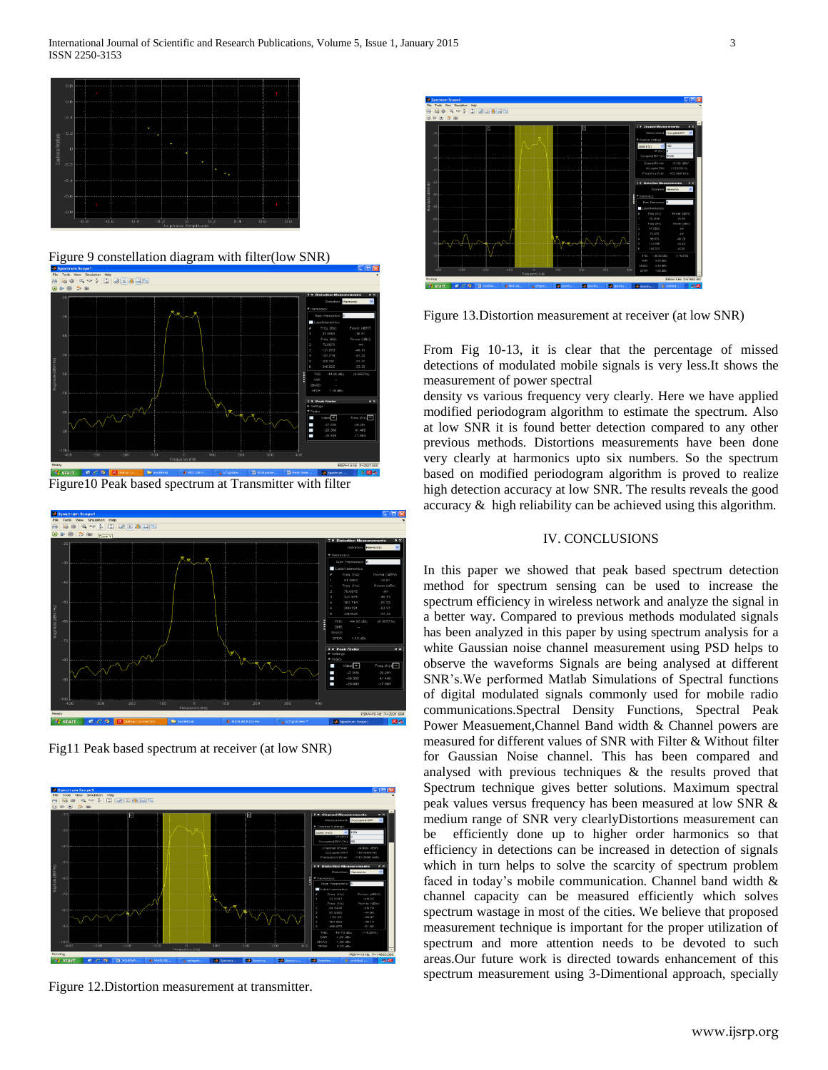Figure 9 constellation diagram with filter(low SNR)

Figure10 Peak based spectrum at Transmitter with filter

Fig11 Peak based spectrum at receiver (at low SNR)

Figure 12.Distortion measurement at transmitter.

Figure 13.Distortion measurement at receiver (at low SNR)

From Fig 10-13, it is clear that the percentage of missed detections of modulated mobile signals is very less.It shows the measurement of power spectral density vs various frequency very clearly. Here we have applied modified periodogram algorithm to estimate the spectrum. Also at low SNR it is found better detection compared to any other previous methods. Distortions measurements have been done very clearly at harmonics upto six numbers. So the spectrum based on modified periodogram algorithm is proved to realize high detection accuracy at low SNR. The results reveals the good accuracy & high reliability can be achieved using this algorithm.

## IV. CONCLUSIONS

In this paper we showed that peak based spectrum detection method for spectrum sensing can be used to increase the spectrum efficiency in wireless network and analyze the signal in a better way. Compared to previous methods modulated signals has been analyzed in this paper by using spectrum analysis for a white Gaussian noise channel measurement using PSD helps to observe the waveforms Signals are being analysed at different SNR's.We performed Matlab Simulations of Spectral functions of digital modulated signals commonly used for mobile radio communications.Spectral Density Functions, Spectral Peak Power Measuement,Channel Band width & Channel powers are measured for different values of SNR with Filter & Without filter for Gaussian Noise channel. This has been compared and analysed with previous techniques & the results proved that Spectrum technique gives better solutions. Maximum spectral peak values versus frequency has been measured at low SNR & medium range of SNR very clearlyDistortions measurement can be efficiently done up to higher order harmonics so that efficiency in detections can be increased in detection of signals which in turn helps to solve the scarcity of spectrum problem faced in today's mobile communication. Channel band width & channel capacity can be measured efficiently which solves spectrum wastage in most of the cities. We believe that proposed measurement technique is important for the proper utilization of spectrum and more attention needs to be devoted to such areas.Our future work is directed towards enhancement of this spectrum measurement using 3-Dimentional approach, specially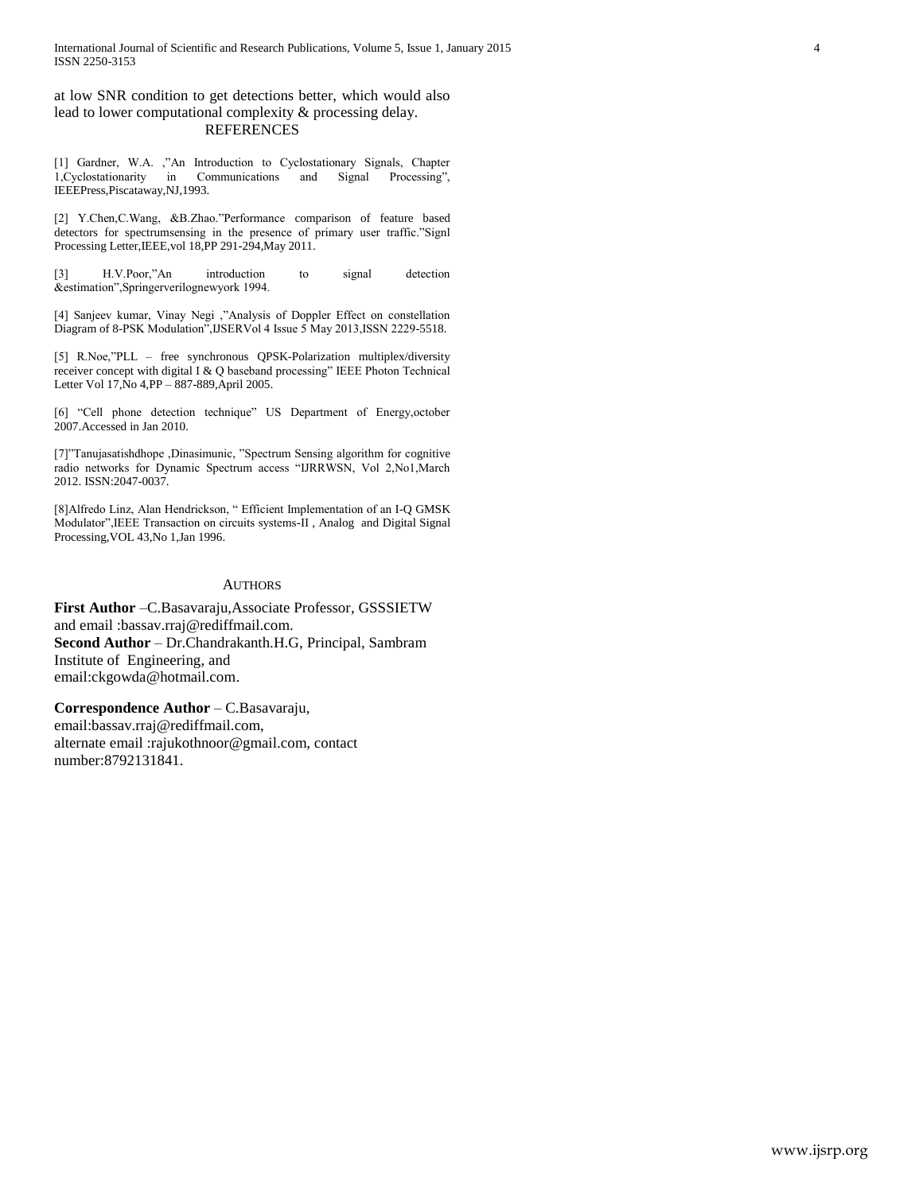at low SNR condition to get detections better, which would also lead to lower computational complexity & processing delay.

## REFERENCES

[1] Gardner, W.A. ,"An Introduction to Cyclostationary Signals, Chapter 1,Cyclostationarity in Communications and Signal Processing", IEEEPress,Piscataway,NJ,1993.

[2] Y.Chen,C.Wang, &B.Zhao."Performance comparison of feature based detectors for spectrumsensing in the presence of primary user traffic."Signl Processing Letter,IEEE,vol 18,PP 291-294,May 2011.

[3] H.V.Poor,"An introduction to signal detection &estimation",Springerverilognewyork 1994.

[4] Sanjeev kumar, Vinay Negi ,"Analysis of Doppler Effect on constellation Diagram of 8-PSK Modulation",IJSERVol 4 Issue 5 May 2013,ISSN 2229-5518.

[5] R.Noe,"PLL – free synchronous QPSK-Polarization multiplex/diversity receiver concept with digital I & Q baseband processing" IEEE Photon Technical Letter Vol 17,No 4,PP – 887-889,April 2005.

[6] "Cell phone detection technique" US Department of Energy,october 2007.Accessed in Jan 2010.

[7]"Tanujasatishdhope ,Dinasimunic, "Spectrum Sensing algorithm for cognitive radio networks for Dynamic Spectrum access "IJRRWSN, Vol 2,No1,March 2012. ISSN:2047-0037.

[8]Alfredo Linz, Alan Hendrickson, " Efficient Implementation of an I-Q GMSK Modulator",IEEE Transaction on circuits systems-II , Analog and Digital Signal Processing,VOL 43,No 1,Jan 1996.

## AUTHORS

**First Author** –C.Basavaraju,Associate Professor, GSSSIETW and email :bassav.rraj@rediffmail.com.

**Second Author** – Dr.Chandrakanth.H.G, Principal, Sambram Institute of Engineering, and email:ckgowda@hotmail.com.

**Correspondence Author** – C.Basavaraju, email:bassav.rraj@rediffmail.com, alternate email :rajukothnoor@gmail.com, contact number:8792131841.